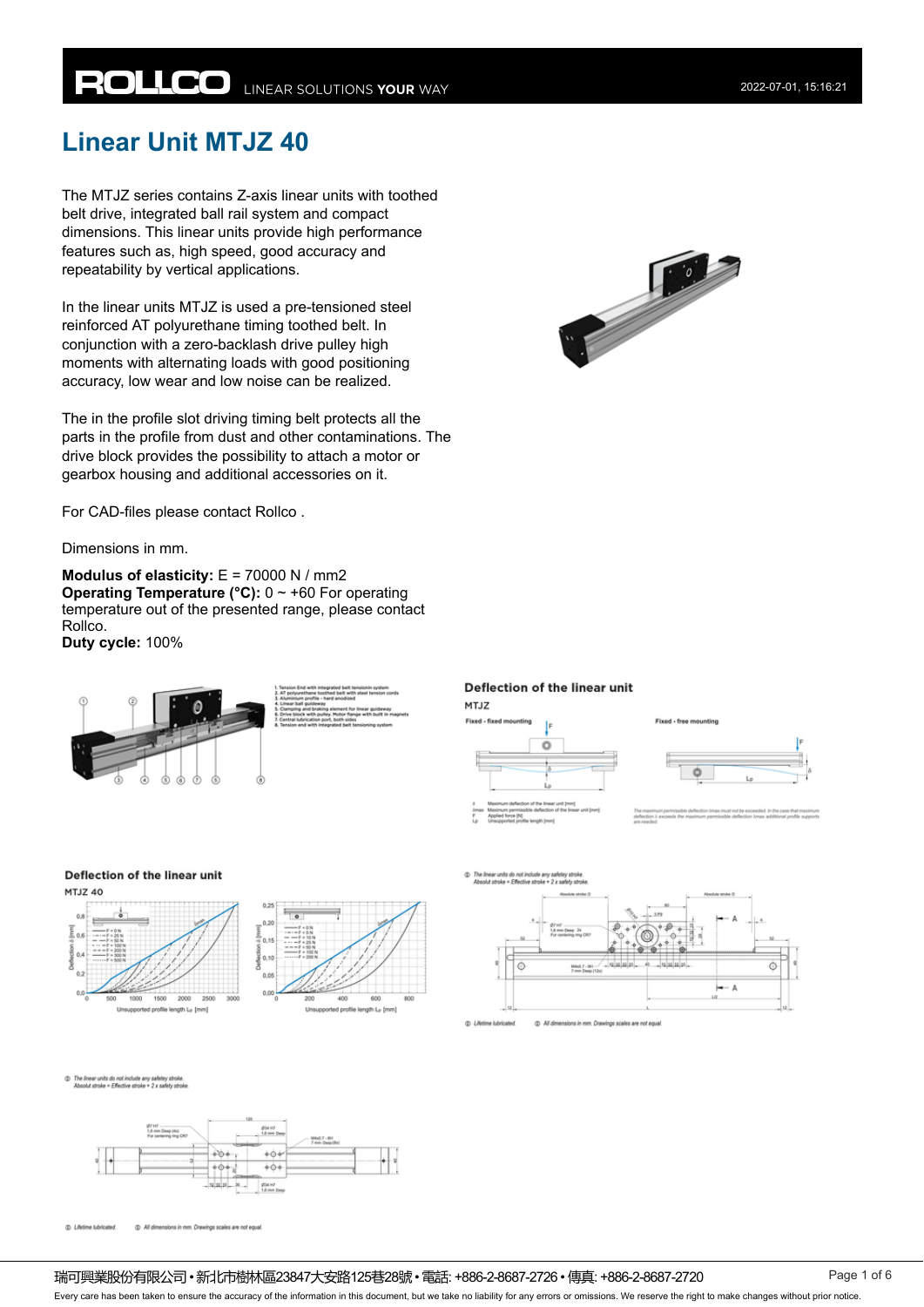# Linear Unit MTJZ 40

The MTJZ series contains Z-axis linear units with toothed belt drive, integrated ball rail system and compact dimensions. This linear units provide high performance features such as, high speed, good accuracy and repeatability by vertical applications.

In the linear units MTJZ is used a pre-tensioned steel reinforced AT polyurethane timing toothed belt. In conjunction with a zero-backlash drive pulley high moments with alternating loads with good positioning accuracy, low wear and low noise can be realized.

The in the profile slot driving timing belt protects all the parts in the profile from dust and other contaminations. The drive block provides the possibility to attach a motor or gearbox housing and additional accessories on it.

For CAD-files please contact Rollco .

Dimensions in mm.

**Modulus of elasticity:** E = 70000 N / mm2
**Operating Temperature (°C):** 0 ~ +60 For operating temperature out of the presented range, please contact Rollco.
**Duty cycle:** 100%

1. Tension End with integrated belt tensionin system
2. AT polyurethane toothed belt with steel tension cords
3. Aluminium profile - hard-anodized
4. Linear ball guideway
5. Clamping and braking element for linear guideway
6. Drive block with pulley. Motor flange with built in magnets
7. Central lubrication port, both sides
8. Tension end with integrated belt tensioning system

## Deflection of the linear unit

MTJZ

Fixed - fixed mounting

Fixed - free mounting

δ Maximum deflection of the linear unit [mm]
δmax Maximum permissible deflection of the linear unit [mm]
F Applied force [N]
Lp Unsupported profile length [mm]

The maximum permissible deflection δmax must not be exceeded. In the case that maximum deflection δ exceeds the maximum permissible deflection δmax additional profile supports are needed.

## Deflection of the linear unit

MTJZ 40

① The linear units do not include any safety stroke. Absolut stroke = Effective stroke + 2 x safety stroke.

① Lifetime lubricated ② All dimensions in mm. Drawings scales are not equal.

① The linear units do not include any safety stroke. Absolut stroke = Effective stroke + 2 x safety stroke.

① Lifetime lubricated ② All dimensions in mm. Drawings scales are not equal.

瑞可興業股份有限公司 • 新北市樹林區23847大安路125巷28號 • 電話: +886-2-8687-2726 • 傳真: +886-2-8687-2720

Every care has been taken to ensure the accuracy of the information in this document, but we take no liability for any errors or omissions. We reserve the right to make changes without prior notice.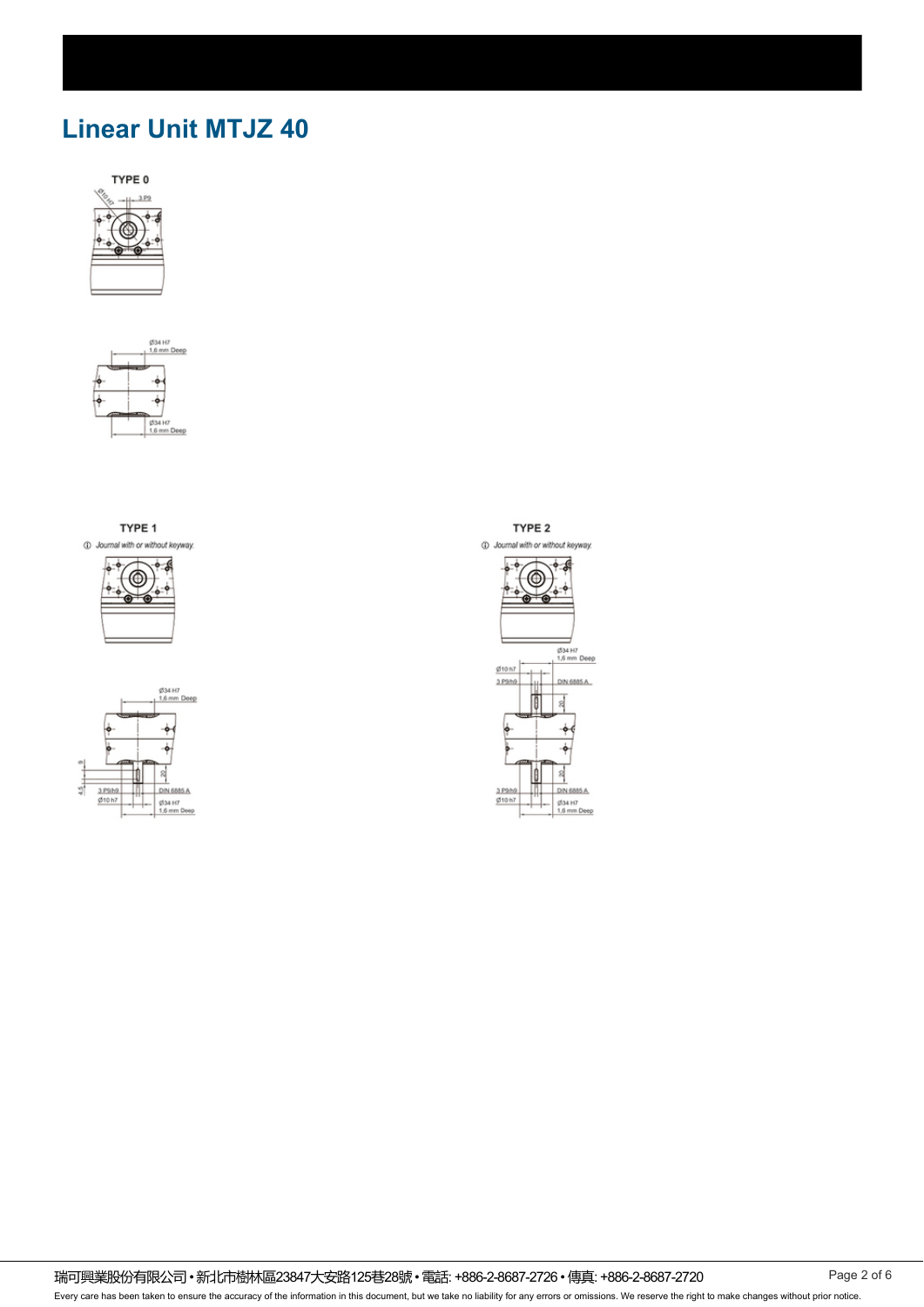# Linear Unit MTJZ 40

TYPE 0

Ø10 H7

3 P9

Ø34 H7
1,6 mm Deep

Ø34 H7
1,6 mm Deep

TYPE 1

① Journal with or without keyway.

Ø34 H7
1,6 mm Deep

9

4,5

20

3 P9/h9

Ø10 h7

DIN 6885 A

Ø34 H7
1,6 mm Deep

TYPE 2

① Journal with or without keyway.

Ø34 H7
1,6 mm Deep

Ø10 h7

3 P9/h9

DIN 6885 A

20

3 P9/h9

Ø10 h7

20

DIN 6885 A

Ø34 H7
1,6 mm Deep

瑞可興業股份有限公司 • 新北市樹林區23847大安路125巷28號 • 電話: +886-2-8687-2726 • 傳真: +886-2-8687-2720

Every care has been taken to ensure the accuracy of the information in this document, but we take no liability for any errors or omissions. We reserve the right to make changes without prior notice.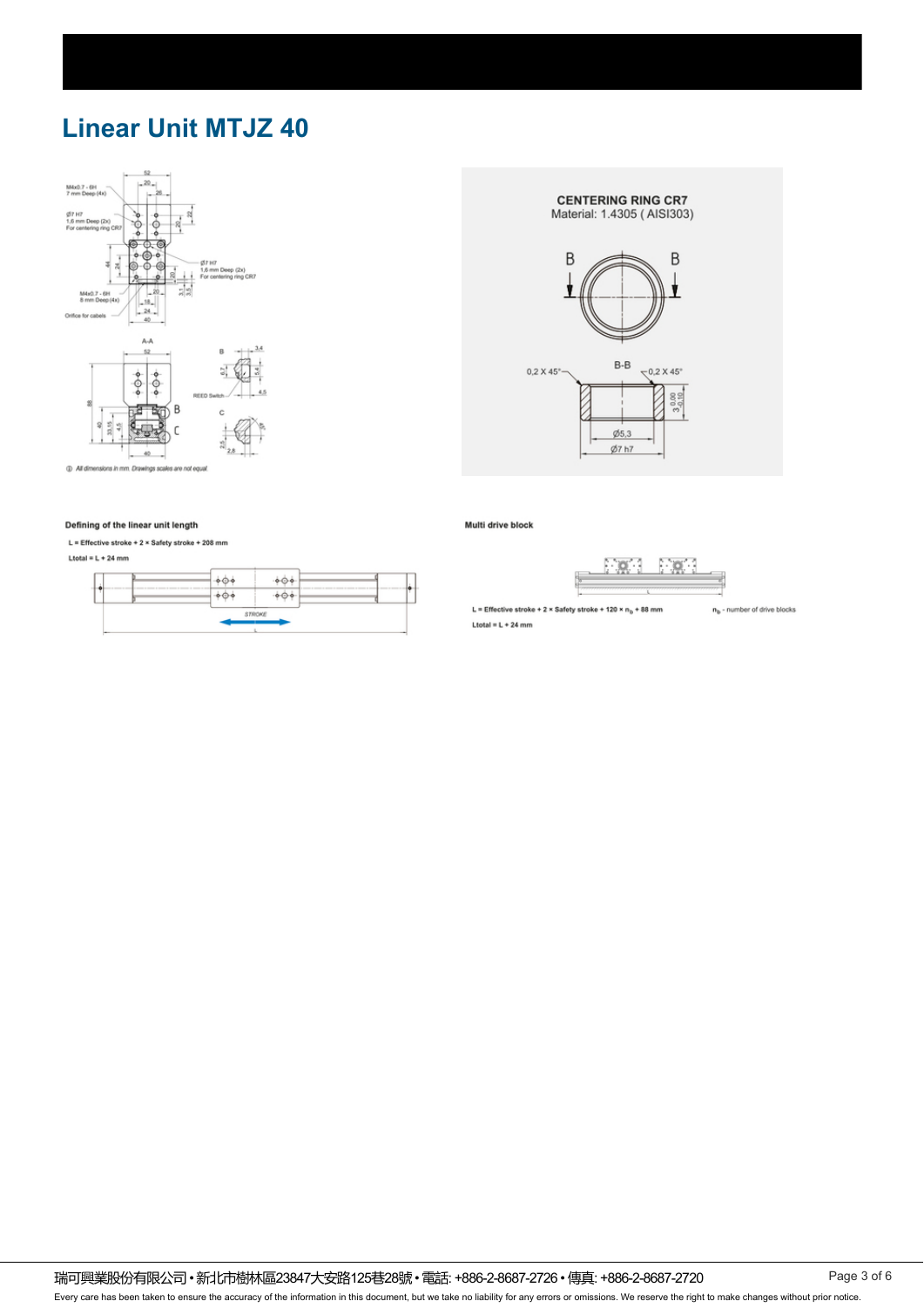# Linear Unit MTJZ 40

M4x0.7 - 6H
7 mm Deep (4x)

Ø7 H7
1,6 mm Deep (2x)
For centering ring CR7

Ø7 H7
1,6 mm Deep (2x)
For centering ring CR7

M4x0.7 - 6H
8 mm Deep (4x)

Orifice for cables

A-A

REED Switch

① All dimensions in mm. Drawings scales are not equal.

**CENTERING RING CR7**
Material: 1.4305 ( AISI303)

B-B

0,2 X 45°

0,2 X 45°

Ø5,3

Ø7 h7

**Defining of the linear unit length**

L = Effective stroke + 2 × Safety stroke + 208 mm

Ltotal = L + 24 mm

STROKE

**Multi drive block**

L = Effective stroke + 2 × Safety stroke + 120 × $n_b$ + 88 mm

Ltotal = L + 24 mm

$n_b$ - number of drive blocks

瑞可興業股份有限公司 • 新北市樹林區23847大安路125巷28號 • 電話: +886-2-8687-2726 • 傳真: +886-2-8687-2720

Every care has been taken to ensure the accuracy of the information in this document, but we take no liability for any errors or omissions. We reserve the right to make changes without prior notice.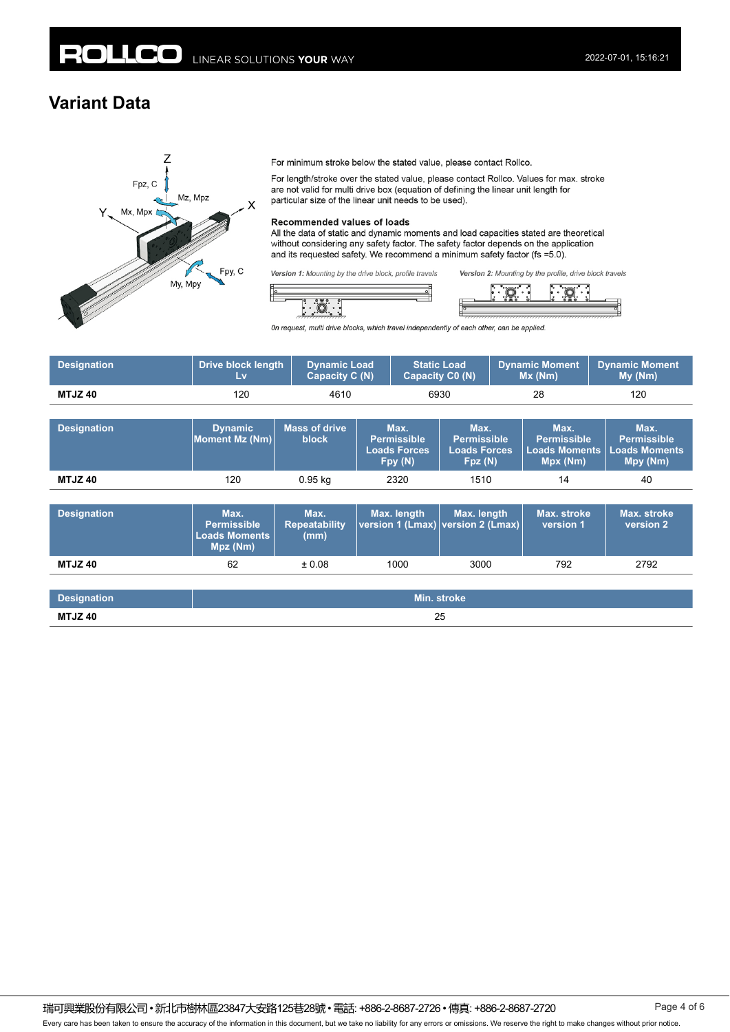# Variant Data

For minimum stroke below the stated value, please contact Rollco.

For length/stroke over the stated value, please contact Rollco. Values for max. stroke are not valid for multi drive box (equation of defining the linear unit length for particular size of the linear unit needs to be used).

**Recommended values of loads**
All the data of static and dynamic moments and load capacities stated are theoretical without considering any safety factor. The safety factor depends on the application and its requested safety. We recommend a minimum safety factor (fs =5.0).

*Version 1: Mounting by the drive block, profile travels*

*Version 2: Mounting by the profile, drive block travels*

*On request, multi drive blocks, which travel independently of each other, can be applied.*

| Designation | Drive block length Lv | Dynamic Load Capacity C (N) | Static Load Capacity C0 (N) | Dynamic Moment Mx (Nm) | Dynamic Moment My (Nm) |
|---|---|---|---|---|---|
| **MTJZ 40** | 120 | 4610 | 6930 | 28 | 120 |

| Designation | Dynamic Moment Mz (Nm) | Mass of drive block | Max. Permissible Loads Forces Fpy (N) | Max. Permissible Loads Forces Fpz (N) | Max. Permissible Loads Moments Mpx (Nm) | Max. Permissible Loads Moments Mpy (Nm) |
|---|---|---|---|---|---|---|
| **MTJZ 40** | 120 | 0.95 kg | 2320 | 1510 | 14 | 40 |

| Designation | Max. Permissible Loads Moments Mpz (Nm) | Max. Repeatability (mm) | Max. length version 1 (Lmax) | Max. length version 2 (Lmax) | Max. stroke version 1 | Max. stroke version 2 |
|---|---|---|---|---|---|---|
| **MTJZ 40** | 62 | ± 0.08 | 1000 | 3000 | 792 | 2792 |

| Designation | Min. stroke |
|---|---|
| **MTJZ 40** | 25 |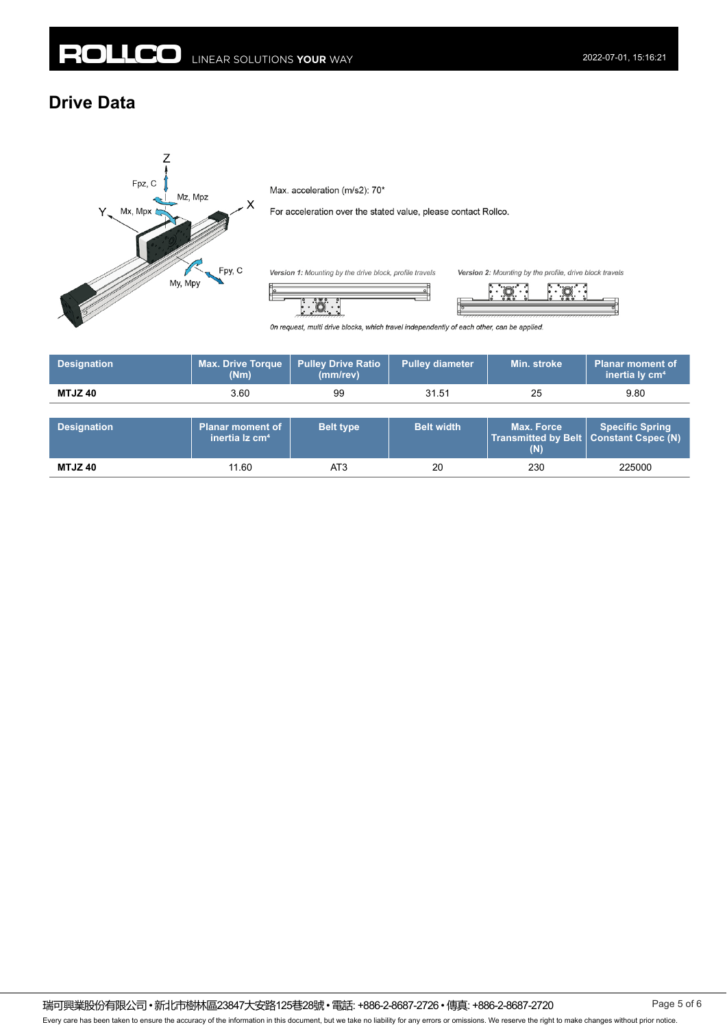## Drive Data

Max. acceleration (m/s2): 70*

For acceleration over the stated value, please contact Rollco.

*Version 1: Mounting by the drive block, profile travels*

*Version 2: Mounting by the profile, drive block travels*

*On request, multi drive blocks, which travel independently of each other, can be applied.*

| Designation | Max. Drive Torque (Nm) | Pulley Drive Ratio (mm/rev) | Pulley diameter | Min. stroke | Planar moment of inertia Iy cm⁴ |
|---|---|---|---|---|---|
| **MTJZ 40** | 3.60 | 99 | 31.51 | 25 | 9.80 |

| Designation | Planar moment of inertia Iz cm⁴ | Belt type | Belt width | Max. Force Transmitted by Belt (N) | Specific Spring Constant Cspec (N) |
|---|---|---|---|---|---|
| **MTJZ 40** | 11.60 | AT3 | 20 | 230 | 225000 |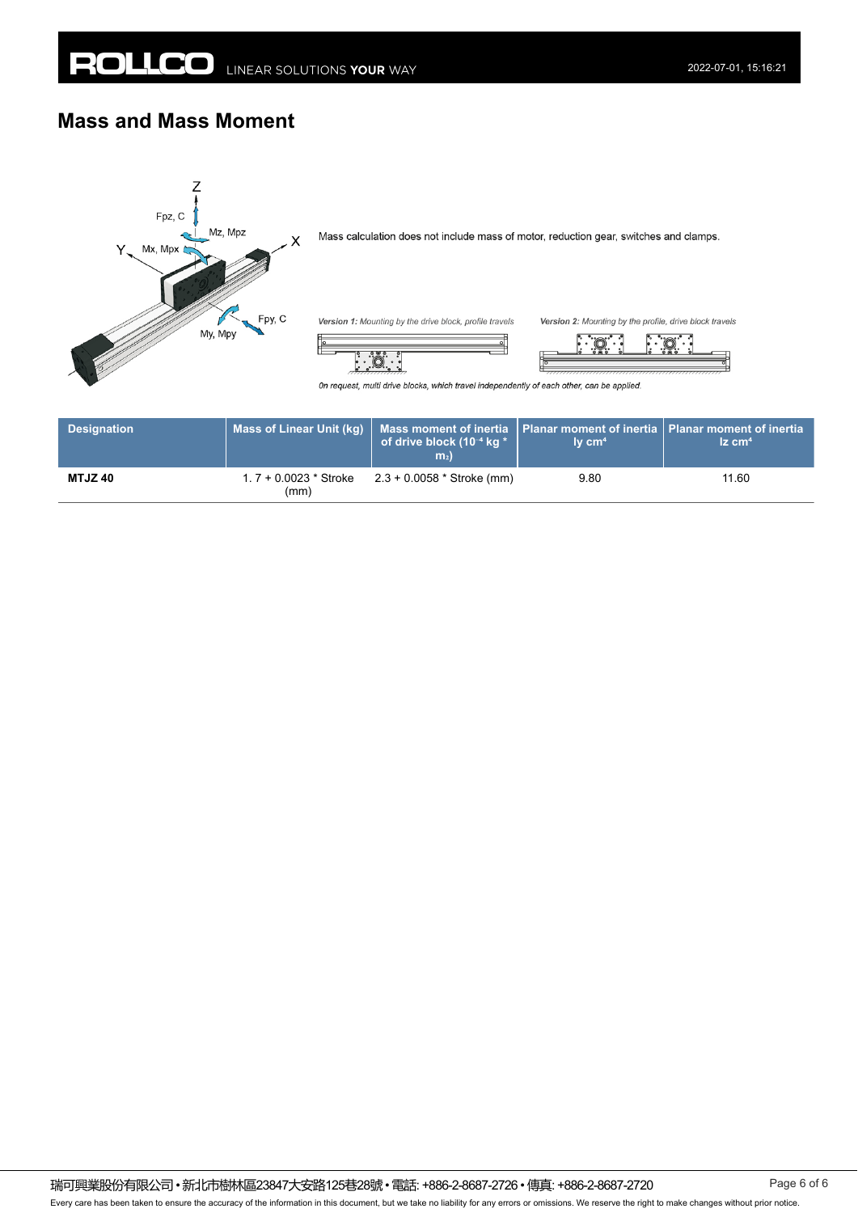## Mass and Mass Moment

Z

Fpz, C

Mz, Mpz

Y

Mx, Mpx

X

Fpy, C

My, Mpy

Mass calculation does not include mass of motor, reduction gear, switches and clamps.

*Version 1: Mounting by the drive block, profile travels*

*Version 2: Mounting by the profile, drive block travels*

*On request, multi drive blocks, which travel independently of each other, can be applied.*

| Designation | Mass of Linear Unit (kg) | Mass moment of inertia of drive block ($10^{-4}$ kg * $m^2$) | Planar moment of inertia Iy $cm^4$ | Planar moment of inertia Iz $cm^4$ |
|---|---|---|---|---|
| **MTJZ 40** | 1. 7 + 0.0023 * Stroke (mm) | 2.3 + 0.0058 * Stroke (mm) | 9.80 | 11.60 |

瑞可興業股份有限公司 • 新北市樹林區23847大安路125巷28號 • 電話: +886-2-8687-2726 • 傳真: +886-2-8687-2720

Every care has been taken to ensure the accuracy of the information in this document, but we take no liability for any errors or omissions. We reserve the right to make changes without prior notice.